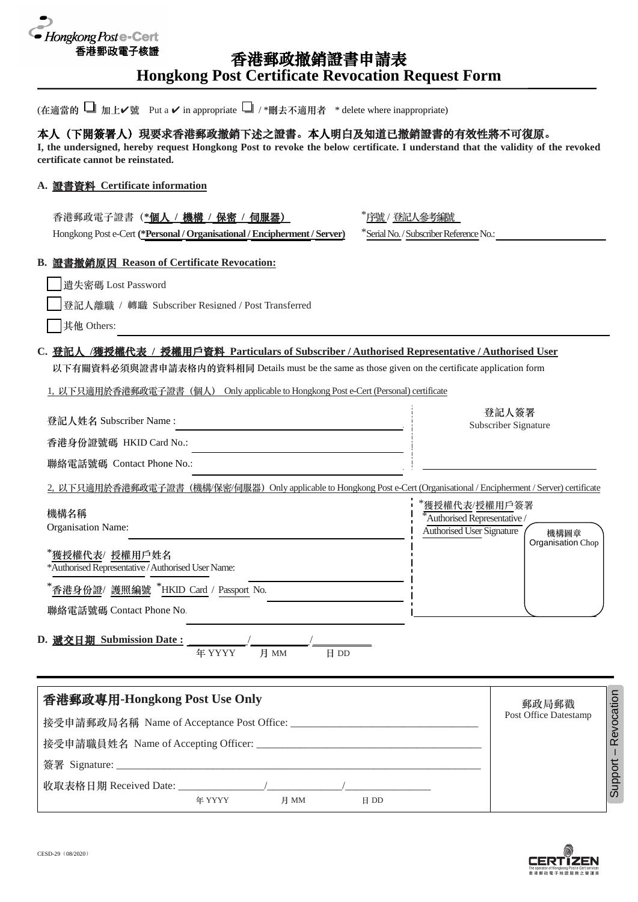Hongkong Post e-Cert
香港郵政電子核證

# 香港郵政撤銷證書申請表
# Hongkong Post Certificate Revocation Request Form

(在適當的 ☐ 加上✔號　Put a ✔ in appropriate ☐ / *刪去不適用者　* delete where inappropriate)

**本人（下開簽署人）現要求香港郵政撤銷下述之證書。本人明白及知道已撤銷證書的有效性將不可復原。**
**I, the undersigned, hereby request Hongkong Post to revoke the below certificate. I understand that the validity of the revoked certificate cannot be reinstated.**

## A. 證書資料 Certificate information

香港郵政電子證書（***個人 / 機構 / 保密 / 伺服器**）
Hongkong Post e-Cert (***Personal / Organisational / Encipherment / Server**)

*序號 / 登記人參考編號
*Serial No. / Subscriber Reference No.: ____________________

## B. 證書撤銷原因 Reason of Certificate Revocation:

☐ 遺失密碼 Lost Password

☐ 登記人離職 / 轉職 Subscriber Resigned / Post Transferred

☐ 其他 Others: ____________________

## C. 登記人 /獲授權代表 / 授權用戶資料 Particulars of Subscriber / Authorised Representative / Authorised User

以下有關資料必須與證書申請表格內的資料相同 Details must be the same as those given on the certificate application form

1. 以下只適用於香港郵政電子證書（個人） Only applicable to Hongkong Post e-Cert (Personal) certificate

登記人姓名 Subscriber Name : ____________________

香港身份證號碼 HKID Card No.: ____________________

聯絡電話號碼 Contact Phone No.: ____________________

登記人簽署
Subscriber Signature

____________________

2. 以下只適用於香港郵政電子證書（機構/保密/伺服器）Only applicable to Hongkong Post e-Cert (Organisational / Encipherment / Server) certificate

機構名稱
Organisation Name: ____________________

*獲授權代表/ 授權用戶姓名
*Authorised Representative / Authorised User Name: ____________________

*香港身份證/ 護照編號 *HKID Card / Passport No. ____________________

聯絡電話號碼 Contact Phone No. ____________________

*獲授權代表/授權用戶簽署
*Authorised Representative / Authorised User Signature

機構圖章
Organisation Chop

## D. 遞交日期 Submission Date : ________ / ________ / ________
年 YYYY　月 MM　日 DD

---

**香港郵政專用-Hongkong Post Use Only**

接受申請郵政局名稱 Name of Acceptance Post Office: ____________________

接受申請職員姓名 Name of Accepting Officer: ____________________

簽署 Signature: ____________________

收取表格日期 Received Date: ________ / ________ / ________
年 YYYY　月 MM　日 DD

郵政局郵戳
Post Office Datestamp

Support – Revocation

CESD-29（08/2020）

CERTIZEN
The operator of Hongkong Post e-Cert services
香港郵政電子核證服務之營運商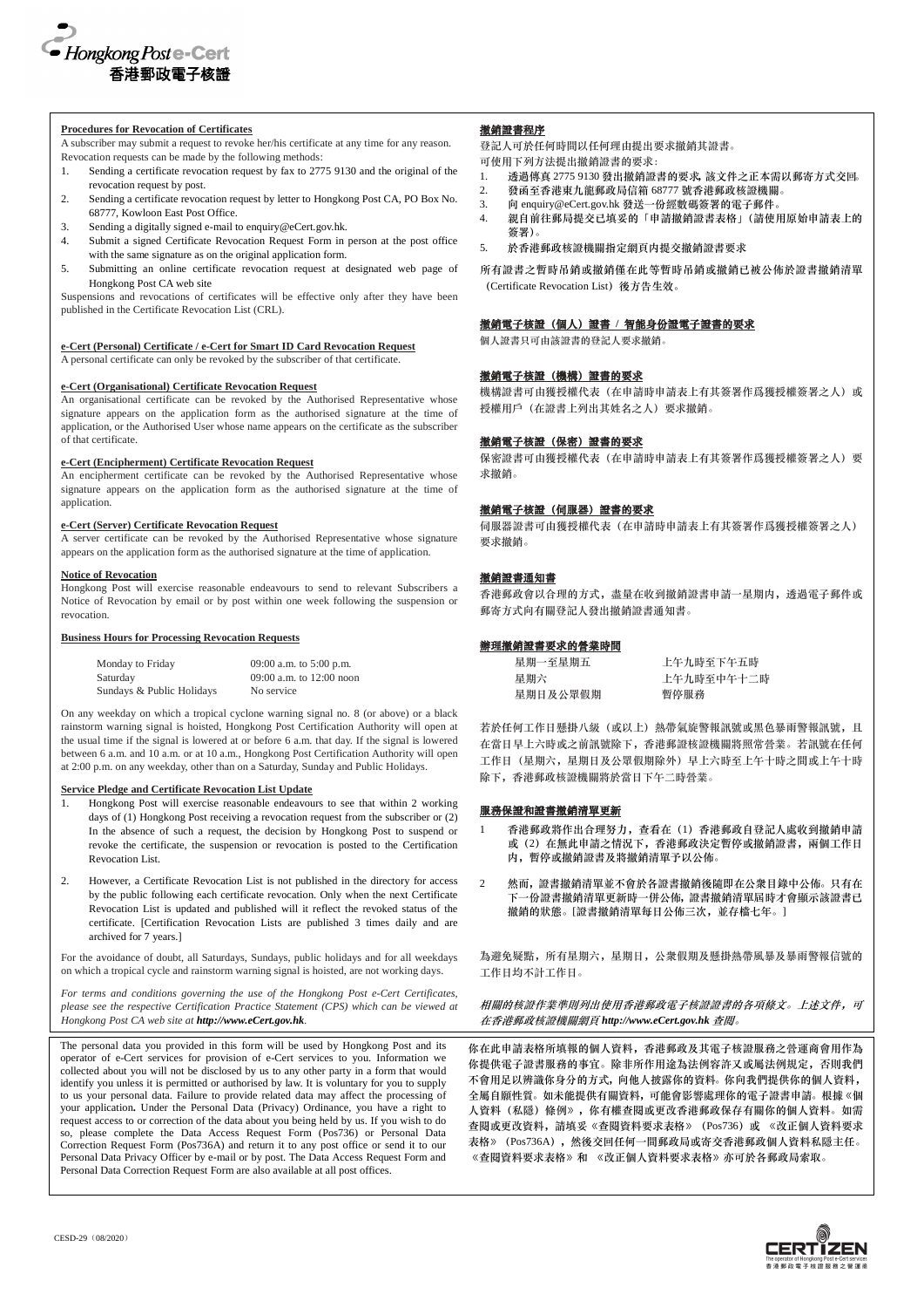Hongkong Post e-Cert
香港郵政電子核證

**Procedures for Revocation of Certificates**

A subscriber may submit a request to revoke her/his certificate at any time for any reason. Revocation requests can be made by the following methods:

1. Sending a certificate revocation request by fax to 2775 9130 and the original of the revocation request by post.
2. Sending a certificate revocation request by letter to Hongkong Post CA, PO Box No. 68777, Kowloon East Post Office.
3. Sending a digitally signed e-mail to enquiry@eCert.gov.hk.
4. Submit a signed Certificate Revocation Request Form in person at the post office with the same signature as on the original application form.
5. Submitting an online certificate revocation request at designated web page of Hongkong Post CA web site

Suspensions and revocations of certificates will be effective only after they have been published in the Certificate Revocation List (CRL).

**e-Cert (Personal) Certificate / e-Cert for Smart ID Card Revocation Request**

A personal certificate can only be revoked by the subscriber of that certificate.

**e-Cert (Organisational) Certificate Revocation Request**

An organisational certificate can be revoked by the Authorised Representative whose signature appears on the application form as the authorised signature at the time of application, or the Authorised User whose name appears on the certificate as the subscriber of that certificate.

**e-Cert (Encipherment) Certificate Revocation Request**

An encipherment certificate can be revoked by the Authorised Representative whose signature appears on the application form as the authorised signature at the time of application.

**e-Cert (Server) Certificate Revocation Request**

A server certificate can be revoked by the Authorised Representative whose signature appears on the application form as the authorised signature at the time of application.

**Notice of Revocation**

Hongkong Post will exercise reasonable endeavours to send to relevant Subscribers a Notice of Revocation by email or by post within one week following the suspension or revocation.

**Business Hours for Processing Revocation Requests**

| | |
|---|---|
| Monday to Friday | 09:00 a.m. to 5:00 p.m. |
| Saturday | 09:00 a.m. to 12:00 noon |
| Sundays & Public Holidays | No service |

On any weekday on which a tropical cyclone warning signal no. 8 (or above) or a black rainstorm warning signal is hoisted, Hongkong Post Certification Authority will open at the usual time if the signal is lowered at or before 6 a.m. that day. If the signal is lowered between 6 a.m. and 10 a.m. or at 10 a.m., Hongkong Post Certification Authority will open at 2:00 p.m. on any weekday, other than on a Saturday, Sunday and Public Holidays.

**Service Pledge and Certificate Revocation List Update**

1. Hongkong Post will exercise reasonable endeavours to see that within 2 working days of (1) Hongkong Post receiving a revocation request from the subscriber or (2) In the absence of such a request, the decision by Hongkong Post to suspend or revoke the certificate, the suspension or revocation is posted to the Certification Revocation List.
2. However, a Certificate Revocation List is not published in the directory for access by the public following each certificate revocation. Only when the next Certificate Revocation List is updated and published will it reflect the revoked status of the certificate. [Certification Revocation Lists are published 3 times daily and are archived for 7 years.]

For the avoidance of doubt, all Saturdays, Sundays, public holidays and for all weekdays on which a tropical cycle and rainstorm warning signal is hoisted, are not working days.

*For terms and conditions governing the use of the Hongkong Post e-Cert Certificates, please see the respective Certification Practice Statement (CPS) which can be viewed at Hongkong Post CA web site at **http://www.eCert.gov.hk**.*

**撤銷證書程序**

登記人可於任何時間以任何理由提出要求撤銷其證書。

可使用下列方法提出撤銷證書的要求：

1. 透過傳真 2775 9130 發出撤銷證書的要求, 該文件之正本需以郵寄方式交回。
2. 發函至香港東九龍郵政局信箱 68777 號香港郵政核證機關。
3. 向 enquiry@eCert.gov.hk 發送一份經數碼簽署的電子郵件。
4. 親自前往郵局提交已填妥的「申請撤銷證書表格」(請使用原始申請表上的簽署)。
5. 於香港郵政核證機關指定網頁內提交撤銷證書要求

所有證書之暫時吊銷或撤銷僅在此等暫時吊銷或撤銷已被公佈於證書撤銷清單（Certificate Revocation List）後方告生效。

**撤銷電子核證（個人）證書 / 智能身份證電子證書的要求**

個人證書只可由該證書的登記人要求撤銷。

**撤銷電子核證（機構）證書的要求**

機構證書可由獲授權代表（在申請時申請表上有其簽署作爲獲授權簽署之人）或授權用戶（在證書上列出其姓名之人）要求撤銷。

**撤銷電子核證（保密）證書的要求**

保密證書可由獲授權代表（在申請時申請表上有其簽署作爲獲授權簽署之人）要求撤銷。

**撤銷電子核證（伺服器）證書的要求**

伺服器證書可由獲授權代表（在申請時申請表上有其簽署作爲獲授權簽署之人）要求撤銷。

**撤銷證書通知書**

香港郵政會以合理的方式，盡量在收到撤銷證書申請一星期內，透過電子郵件或郵寄方式向有關登記人發出撤銷證書通知書。

**辦理撤銷證書要求的營業時間**

| | |
|---|---|
| 星期一至星期五 | 上午九時至下午五時 |
| 星期六 | 上午九時至中午十二時 |
| 星期日及公眾假期 | 暫停服務 |

若於任何工作日懸掛八級（或以上）熱帶氣旋警報訊號或黑色暴雨警報訊號，且在當日早上六時或之前訊號除下，香港郵證核證機關將照常營業。若訊號在任何工作日（星期六，星期日及公眾假期除外）早上六時至上午十時之間或上午十時除下，香港郵政核證機關將於當日下午二時營業。

**服務保證和證書撤銷清單更新**

1. 香港郵政將作出合理努力，查看在（1）香港郵政自登記人處收到撤銷申請或（2）在無此申請之情況下，香港郵政決定暫停或撤銷證書，兩個工作日內，暫停或撤銷證書及將撤銷清單予以公佈。
2. 然而，證書撤銷清單並不會於各證書撤銷後隨即在公衆目錄中公佈。只有在下一份證書撤銷清單更新時一併公佈，證書撤銷清單屆時才會顯示該證書已撤銷的狀態。[證書撤銷清單每日公佈三次，並存檔七年。]

為避免疑點，所有星期六，星期日，公衆假期及懸掛熱帶風暴及暴雨警報信號的工作日均不計工作日。

***相關的核證作業準則列出使用香港郵政電子核證證書的各項條文。上述文件，可在香港郵政核證機關網頁 http://www.eCert.gov.hk 查閱。***

The personal data you provided in this form will be used by Hongkong Post and its operator of e-Cert services for provision of e-Cert services to you. Information we collected about you will not be disclosed by us to any other party in a form that would identify you unless it is permitted or authorised by law. It is voluntary for you to supply to us your personal data. Failure to provide related data may affect the processing of your application**.** Under the Personal Data (Privacy) Ordinance, you have a right to request access to or correction of the data about you being held by us. If you wish to do so, please complete the Data Access Request Form (Pos736) or Personal Data Correction Request Form (Pos736A) and return it to any post office or send it to our Personal Data Privacy Officer by e-mail or by post. The Data Access Request Form and Personal Data Correction Request Form are also available at all post offices.

你在此申請表格所填報的個人資料，香港郵政及其電子核證服務之營運商會用作為你提供電子證書服務的事宜。除非所作用途為法例容許又或屬法例規定，否則我們不會用足以辨識你身分的方式，向他人披露你的資料。你向我們提供你的個人資料，全屬自願性質。如未能提供有關資料，可能會影響處理你的電子證書申請。根據《個人資料（私隱）條例》，你有權查閱或更改香港郵政保存有關你的個人資料。如需查閱或更改資料，請填妥《查閱資料要求表格》（Pos736）或《改正個人資料要求表格》（Pos736A），然後交回任何一間郵政局或寄交香港郵政個人資料私隱主任。《查閱資料要求表格》和《改正個人資料要求表格》亦可於各郵政局索取。

CESD-29（08/2020）

CERTIZEN
The operator of Hongkong Post e-Cert services
香港郵政電子核證服務之營運商